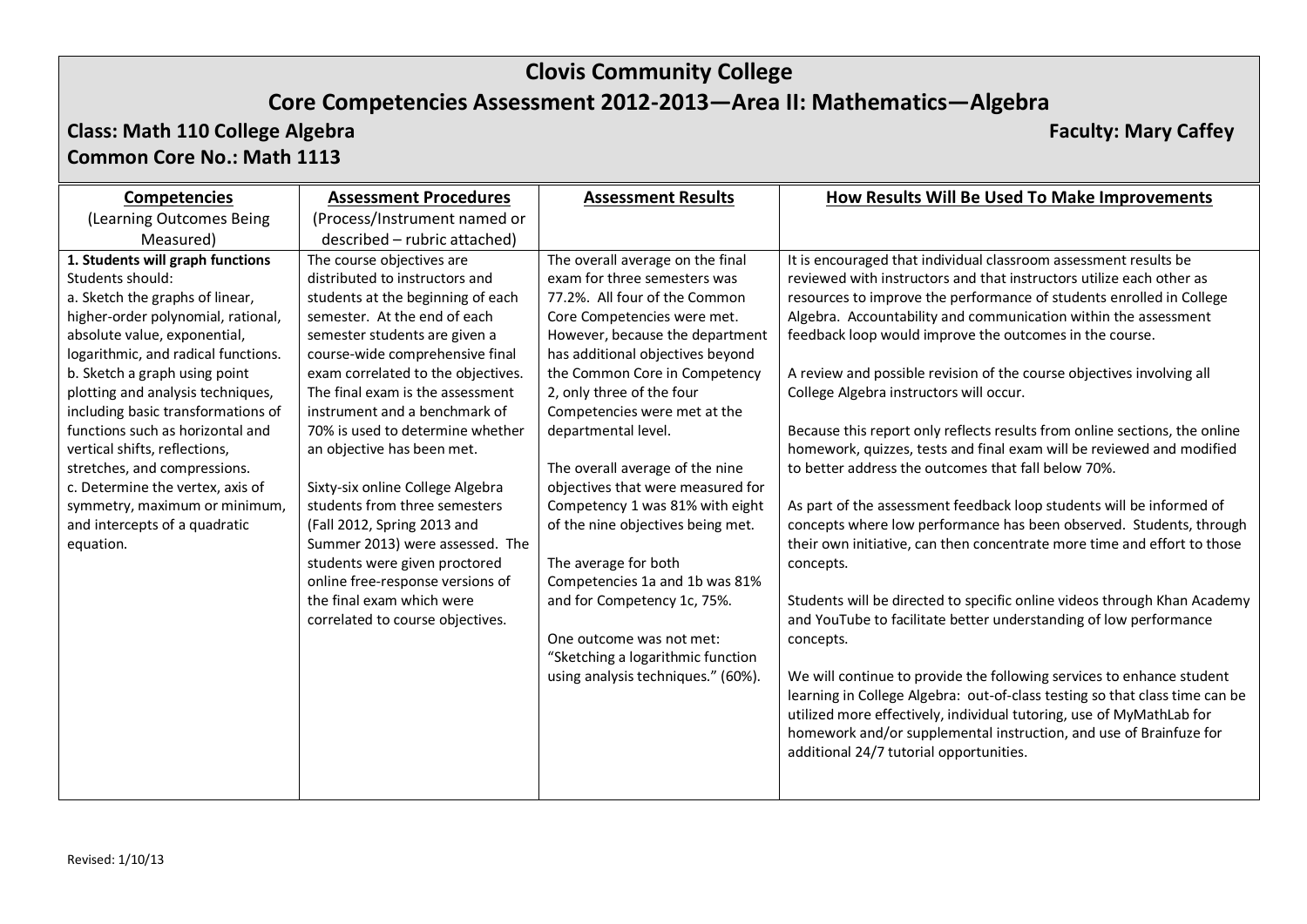# Clovis Community College

## Core Competencies Assessment 2012-2013—Area II: Mathematics—Algebra

**Class: Math 110 College Algebra** **Faculty: Mary Caffey**

**Common Core No.: Math 1113**

| **Competencies** (Learning Outcomes Being Measured) | **Assessment Procedures** (Process/Instrument named or described – rubric attached) | **Assessment Results** | **How Results Will Be Used To Make Improvements** |
|---|---|---|---|
| **1. Students will graph functions**<br>Students should:<br>a. Sketch the graphs of linear, higher-order polynomial, rational, absolute value, exponential, logarithmic, and radical functions.<br>b. Sketch a graph using point plotting and analysis techniques, including basic transformations of functions such as horizontal and vertical shifts, reflections, stretches, and compressions.<br>c. Determine the vertex, axis of symmetry, maximum or minimum, and intercepts of a quadratic equation. | The course objectives are distributed to instructors and students at the beginning of each semester. At the end of each semester students are given a course-wide comprehensive final exam correlated to the objectives. The final exam is the assessment instrument and a benchmark of 70% is used to determine whether an objective has been met.<br><br>Sixty-six online College Algebra students from three semesters (Fall 2012, Spring 2013 and Summer 2013) were assessed. The students were given proctored online free-response versions of the final exam which were correlated to course objectives. | The overall average on the final exam for three semesters was 77.2%. All four of the Common Core Competencies were met. However, because the department has additional objectives beyond the Common Core in Competency 2, only three of the four Competencies were met at the departmental level.<br><br>The overall average of the nine objectives that were measured for Competency 1 was 81% with eight of the nine objectives being met.<br><br>The average for both Competencies 1a and 1b was 81% and for Competency 1c, 75%.<br><br>One outcome was not met: "Sketching a logarithmic function using analysis techniques." (60%). | It is encouraged that individual classroom assessment results be reviewed with instructors and that instructors utilize each other as resources to improve the performance of students enrolled in College Algebra. Accountability and communication within the assessment feedback loop would improve the outcomes in the course.<br><br>A review and possible revision of the course objectives involving all College Algebra instructors will occur.<br><br>Because this report only reflects results from online sections, the online homework, quizzes, tests and final exam will be reviewed and modified to better address the outcomes that fall below 70%.<br><br>As part of the assessment feedback loop students will be informed of concepts where low performance has been observed. Students, through their own initiative, can then concentrate more time and effort to those concepts.<br><br>Students will be directed to specific online videos through Khan Academy and YouTube to facilitate better understanding of low performance concepts.<br><br>We will continue to provide the following services to enhance student learning in College Algebra: out-of-class testing so that class time can be utilized more effectively, individual tutoring, use of MyMathLab for homework and/or supplemental instruction, and use of Brainfuze for additional 24/7 tutorial opportunities. |

Revised: 1/10/13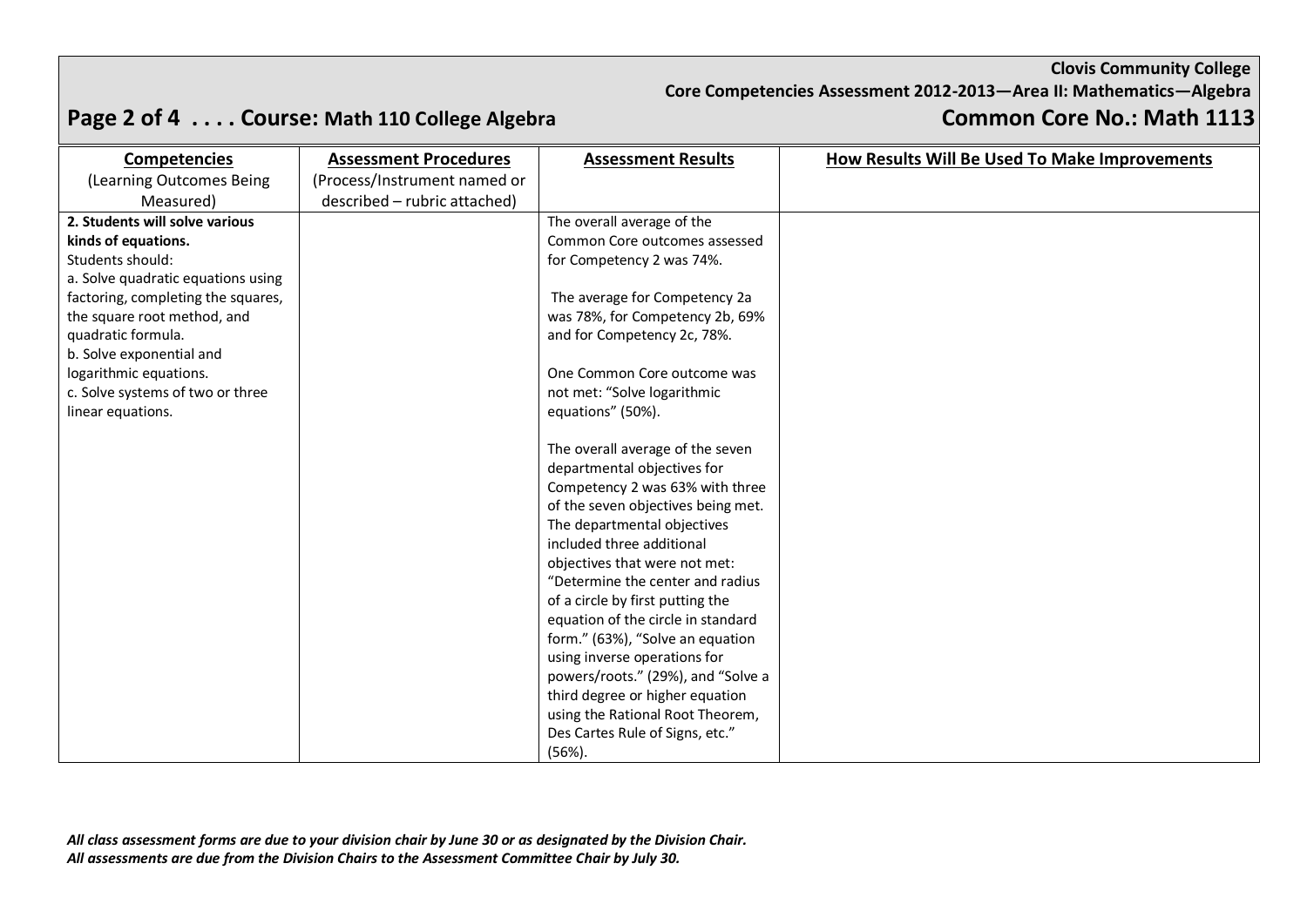**Clovis Community College**
**Core Competencies Assessment 2012-2013—Area II: Mathematics—Algebra**

## Course: Math 110 College Algebra — Common Core No.: Math 1113

| **Competencies** (Learning Outcomes Being Measured) | **Assessment Procedures** (Process/Instrument named or described – rubric attached) | **Assessment Results** | **How Results Will Be Used To Make Improvements** |
|---|---|---|---|
| **2. Students will solve various kinds of equations.**<br>Students should:<br>a. Solve quadratic equations using factoring, completing the squares, the square root method, and quadratic formula.<br>b. Solve exponential and logarithmic equations.<br>c. Solve systems of two or three linear equations. | | The overall average of the Common Core outcomes assessed for Competency 2 was 74%.<br><br>The average for Competency 2a was 78%, for Competency 2b, 69% and for Competency 2c, 78%.<br><br>One Common Core outcome was not met: "Solve logarithmic equations" (50%).<br><br>The overall average of the seven departmental objectives for Competency 2 was 63% with three of the seven objectives being met. The departmental objectives included three additional objectives that were not met: "Determine the center and radius of a circle by first putting the equation of the circle in standard form." (63%), "Solve an equation using inverse operations for powers/roots." (29%), and "Solve a third degree or higher equation using the Rational Root Theorem, Des Cartes Rule of Signs, etc." (56%). | |

*All class assessment forms are due to your division chair by June 30 or as designated by the Division Chair.*
*All assessments are due from the Division Chairs to the Assessment Committee Chair by July 30.*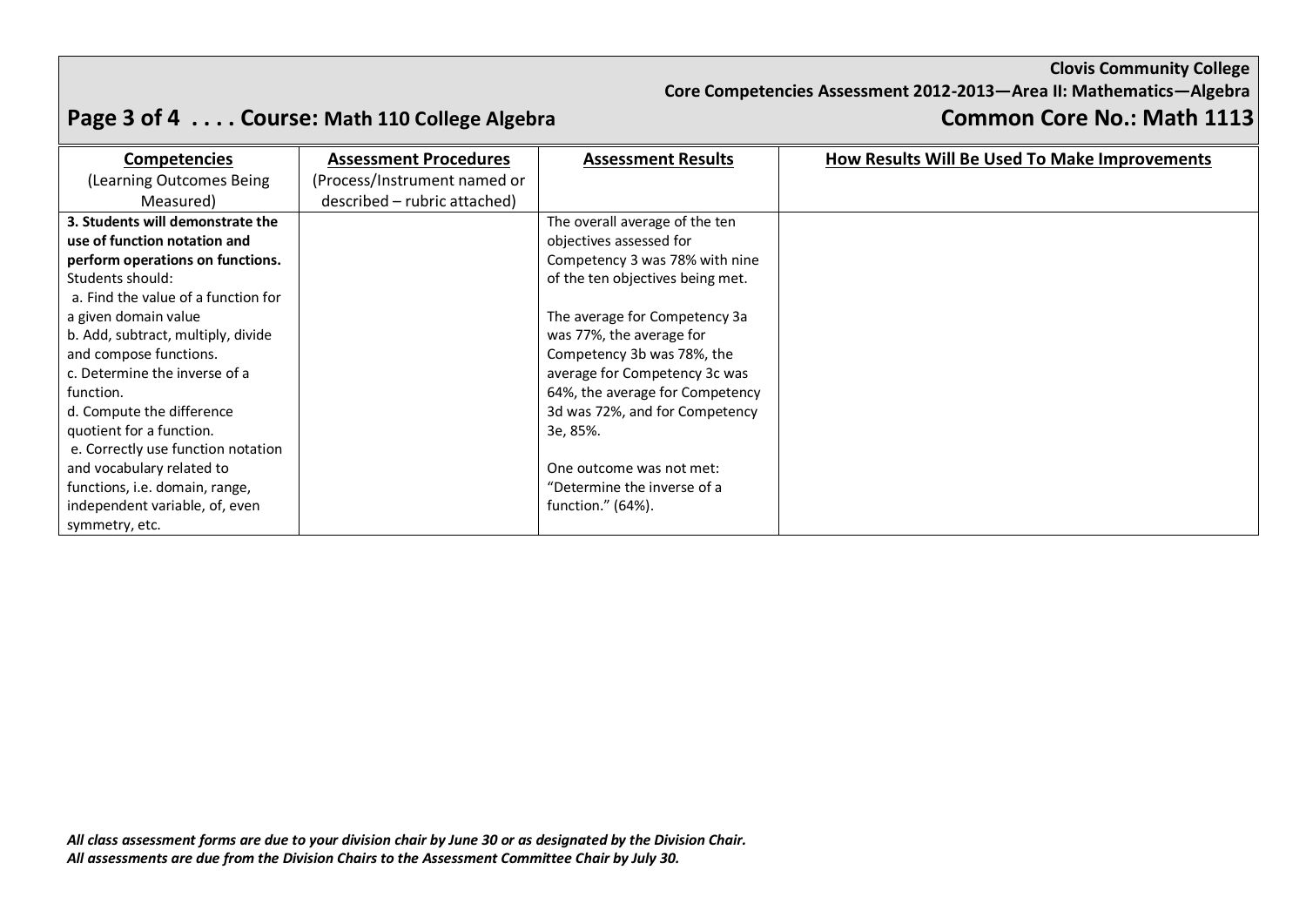**Clovis Community College**
**Core Competencies Assessment 2012-2013—Area II: Mathematics—Algebra**

## Course: Math 110 College Algebra — Common Core No.: Math 1113

| Competencies (Learning Outcomes Being Measured) | Assessment Procedures (Process/Instrument named or described – rubric attached) | Assessment Results | How Results Will Be Used To Make Improvements |
|---|---|---|---|
| **3. Students will demonstrate the use of function notation and perform operations on functions.** Students should:<br>a. Find the value of a function for a given domain value<br>b. Add, subtract, multiply, divide and compose functions.<br>c. Determine the inverse of a function.<br>d. Compute the difference quotient for a function.<br>e. Correctly use function notation and vocabulary related to functions, i.e. domain, range, independent variable, of, even symmetry, etc. | | The overall average of the ten objectives assessed for Competency 3 was 78% with nine of the ten objectives being met.<br><br>The average for Competency 3a was 77%, the average for Competency 3b was 78%, the average for Competency 3c was 64%, the average for Competency 3d was 72%, and for Competency 3e, 85%.<br><br>One outcome was not met: "Determine the inverse of a function." (64%). | |

*All class assessment forms are due to your division chair by June 30 or as designated by the Division Chair.*
*All assessments are due from the Division Chairs to the Assessment Committee Chair by July 30.*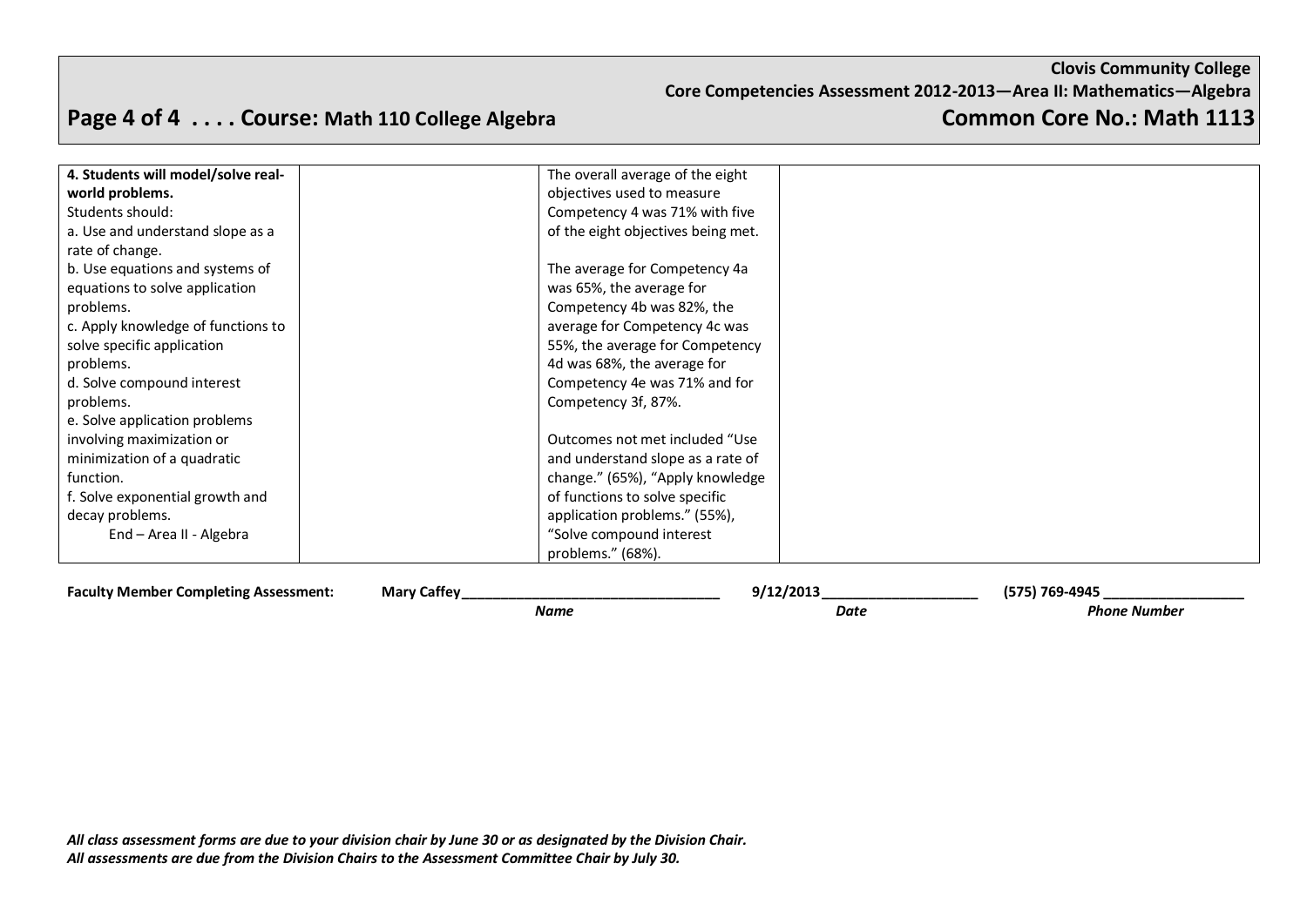| | | | |
|---|---|---|---|
| **4. Students will model/solve real-world problems.**<br>Students should:<br>a. Use and understand slope as a rate of change.<br>b. Use equations and systems of equations to solve application problems.<br>c. Apply knowledge of functions to solve specific application problems.<br>d. Solve compound interest problems.<br>e. Solve application problems involving maximization or minimization of a quadratic function.<br>f. Solve exponential growth and decay problems.<br>End – Area II - Algebra | | The overall average of the eight objectives used to measure Competency 4 was 71% with five of the eight objectives being met.<br><br>The average for Competency 4a was 65%, the average for Competency 4b was 82%, the average for Competency 4c was 55%, the average for Competency 4d was 68%, the average for Competency 4e was 71% and for Competency 3f, 87%.<br><br>Outcomes not met included "Use and understand slope as a rate of change." (65%), "Apply knowledge of functions to solve specific application problems." (55%), "Solve compound interest problems." (68%). | |

**Faculty Member Completing Assessment:** **Mary Caffey** ______________ (*Name*) **9/12/2013** ______________ (*Date*) **(575) 769-4945** ______________ (*Phone Number*)

***All class assessment forms are due to your division chair by June 30 or as designated by the Division Chair.***
***All assessments are due from the Division Chairs to the Assessment Committee Chair by July 30.***